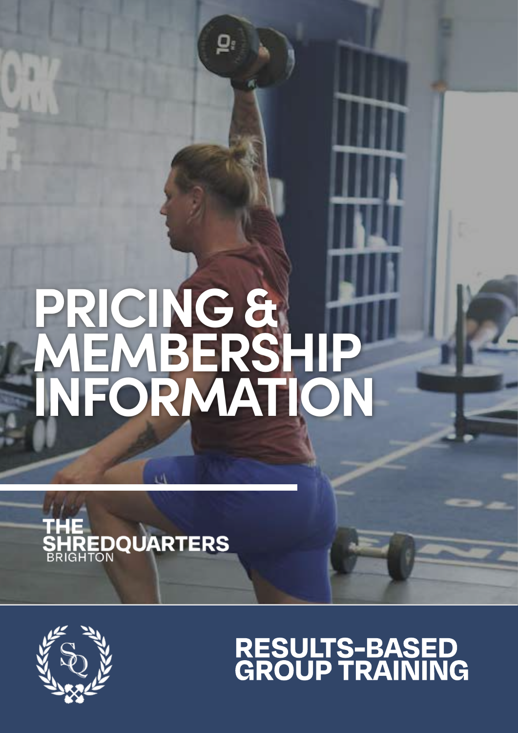# PRICING & MEMBERSHIP INFORMATION

THE SHREDQUARTERS
BRIGHTON

## RESULTS-BASED GROUP TRAINING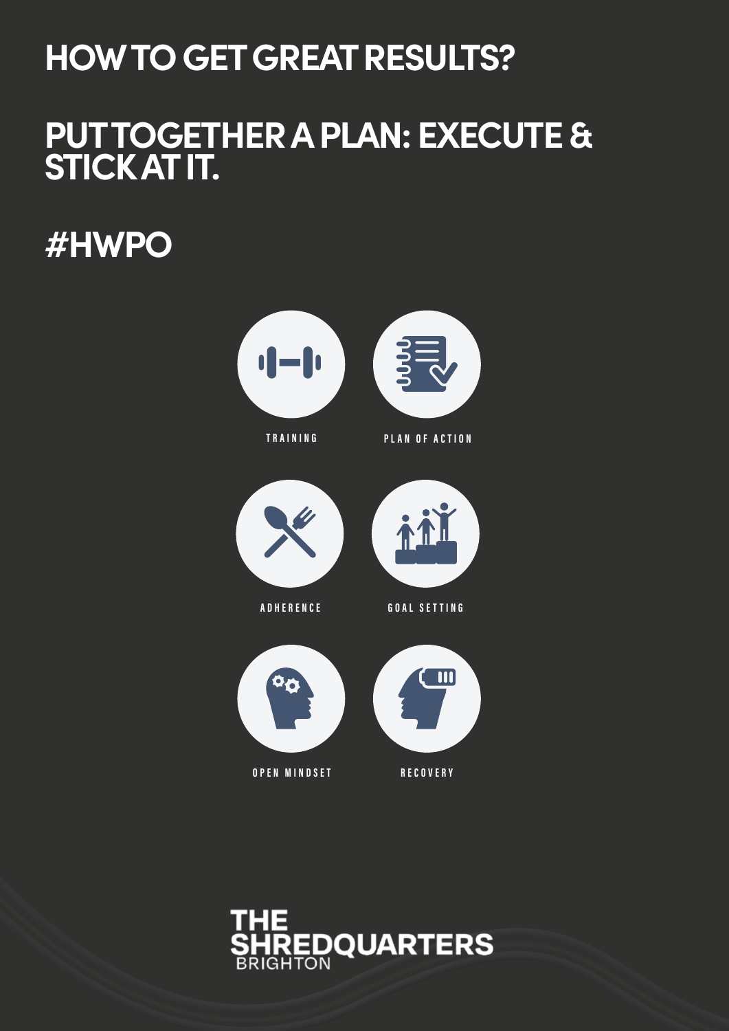# HOW TO GET GREAT RESULTS?

# PUT TOGETHER A PLAN: EXECUTE & STICK AT IT.

# #HWPO

TRAINING

PLAN OF ACTION

ADHERENCE

GOAL SETTING

OPEN MINDSET

RECOVERY

THE SHREDQUARTERS BRIGHTON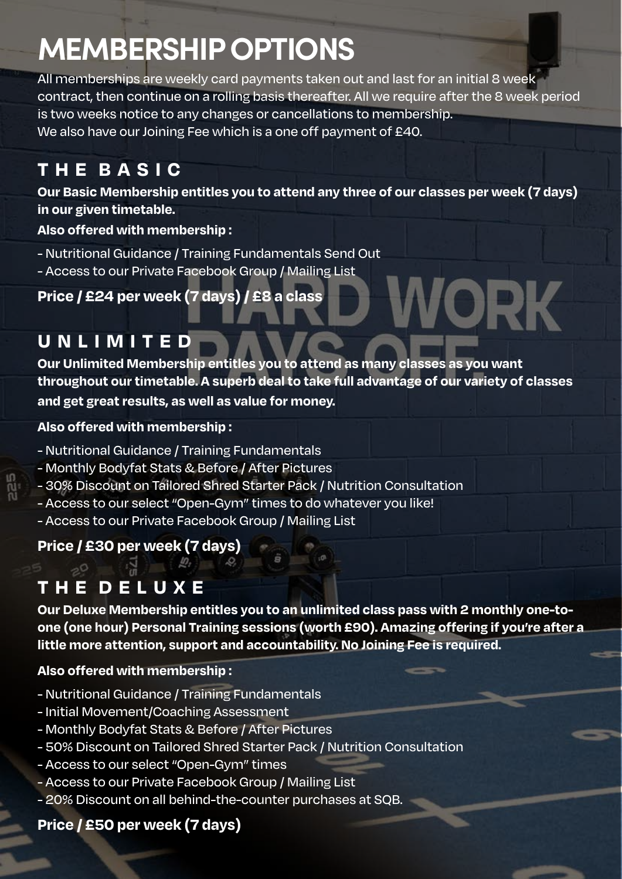# MEMBERSHIP OPTIONS

All memberships are weekly card payments taken out and last for an initial 8 week contract, then continue on a rolling basis thereafter. All we require after the 8 week period is two weeks notice to any changes or cancellations to membership.
We also have our Joining Fee which is a one off payment of £40.

## THE BASIC

**Our Basic Membership entitles you to attend any three of our classes per week (7 days) in our given timetable.**

**Also offered with membership :**

- Nutritional Guidance / Training Fundamentals Send Out
- Access to our Private Facebook Group / Mailing List

**Price / £24 per week (7 days) / £8 a class**

## UNLIMITED

**Our Unlimited Membership entitles you to attend as many classes as you want throughout our timetable. A superb deal to take full advantage of our variety of classes and get great results, as well as value for money.**

**Also offered with membership :**

- Nutritional Guidance / Training Fundamentals
- Monthly Bodyfat Stats & Before / After Pictures
- 30% Discount on Tailored Shred Starter Pack / Nutrition Consultation
- Access to our select "Open-Gym" times to do whatever you like!
- Access to our Private Facebook Group / Mailing List

**Price / £30 per week (7 days)**

## THE DELUXE

**Our Deluxe Membership entitles you to an unlimited class pass with 2 monthly one-to-one (one hour) Personal Training sessions (worth £90). Amazing offering if you're after a little more attention, support and accountability. No Joining Fee is required.**

**Also offered with membership :**

- Nutritional Guidance / Training Fundamentals
- Initial Movement/Coaching Assessment
- Monthly Bodyfat Stats & Before / After Pictures
- 50% Discount on Tailored Shred Starter Pack / Nutrition Consultation
- Access to our select "Open-Gym" times
- Access to our Private Facebook Group / Mailing List
- 20% Discount on all behind-the-counter purchases at SQB.

**Price / £50 per week (7 days)**